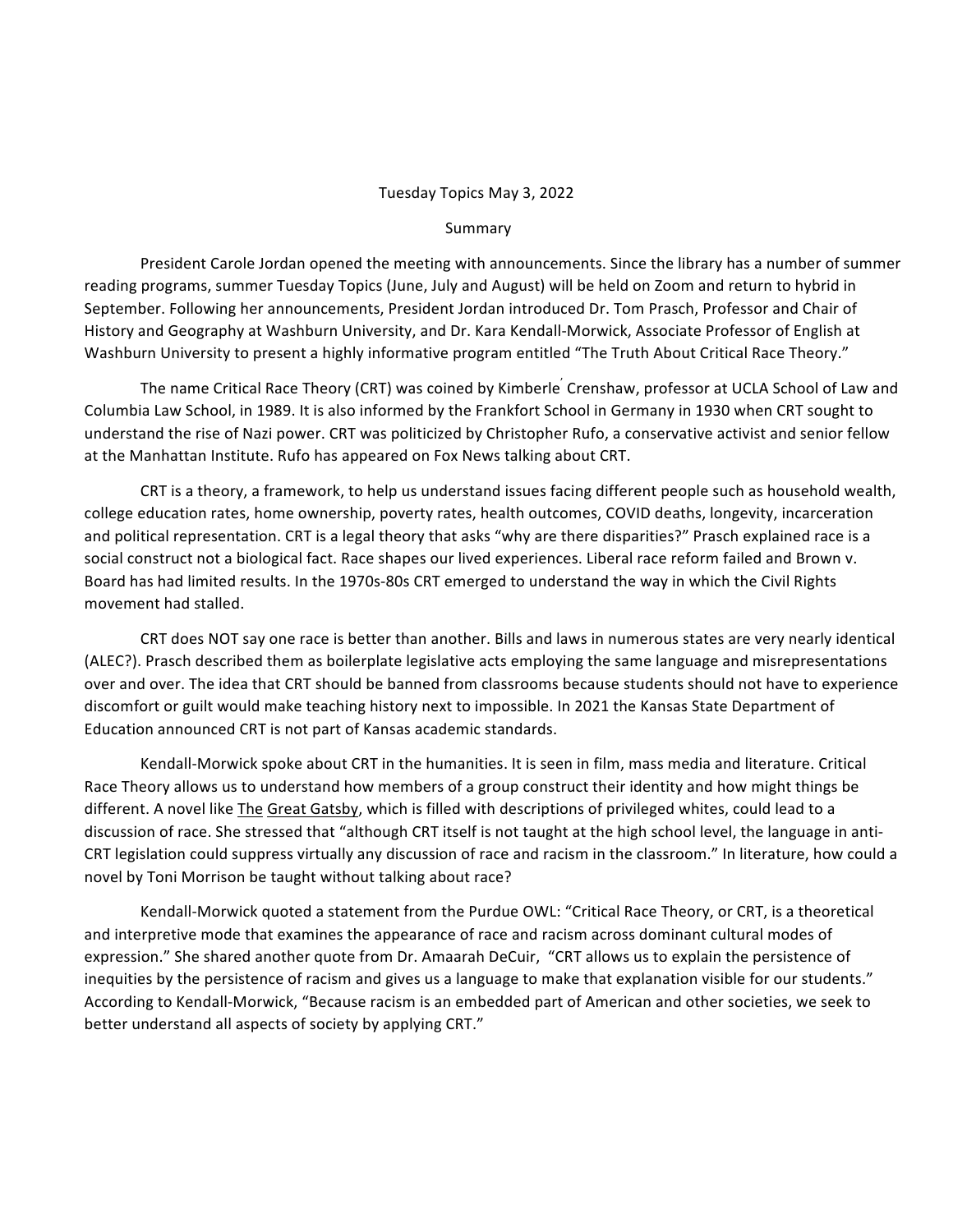Tuesday Topics May 3, 2022

Summary

President Carole Jordan opened the meeting with announcements. Since the library has a number of summer reading programs, summer Tuesday Topics (June, July and August) will be held on Zoom and return to hybrid in September. Following her announcements, President Jordan introduced Dr. Tom Prasch, Professor and Chair of History and Geography at Washburn University, and Dr. Kara Kendall-Morwick, Associate Professor of English at Washburn University to present a highly informative program entitled "The Truth About Critical Race Theory."

The name Critical Race Theory (CRT) was coined by Kimberle´ Crenshaw, professor at UCLA School of Law and Columbia Law School, in 1989. It is also informed by the Frankfort School in Germany in 1930 when CRT sought to understand the rise of Nazi power. CRT was politicized by Christopher Rufo, a conservative activist and senior fellow at the Manhattan Institute. Rufo has appeared on Fox News talking about CRT.

CRT is a theory, a framework, to help us understand issues facing different people such as household wealth, college education rates, home ownership, poverty rates, health outcomes, COVID deaths, longevity, incarceration and political representation. CRT is a legal theory that asks "why are there disparities?" Prasch explained race is a social construct not a biological fact. Race shapes our lived experiences. Liberal race reform failed and Brown v. Board has had limited results. In the 1970s-80s CRT emerged to understand the way in which the Civil Rights movement had stalled.

CRT does NOT say one race is better than another. Bills and laws in numerous states are very nearly identical (ALEC?). Prasch described them as boilerplate legislative acts employing the same language and misrepresentations over and over. The idea that CRT should be banned from classrooms because students should not have to experience discomfort or guilt would make teaching history next to impossible. In 2021 the Kansas State Department of Education announced CRT is not part of Kansas academic standards.

Kendall-Morwick spoke about CRT in the humanities. It is seen in film, mass media and literature. Critical Race Theory allows us to understand how members of a group construct their identity and how might things be different. A novel like The Great Gatsby, which is filled with descriptions of privileged whites, could lead to a discussion of race. She stressed that "although CRT itself is not taught at the high school level, the language in anti-CRT legislation could suppress virtually any discussion of race and racism in the classroom." In literature, how could a novel by Toni Morrison be taught without talking about race?

Kendall-Morwick quoted a statement from the Purdue OWL: "Critical Race Theory, or CRT, is a theoretical and interpretive mode that examines the appearance of race and racism across dominant cultural modes of expression." She shared another quote from Dr. Amaarah DeCuir, "CRT allows us to explain the persistence of inequities by the persistence of racism and gives us a language to make that explanation visible for our students." According to Kendall-Morwick, "Because racism is an embedded part of American and other societies, we seek to better understand all aspects of society by applying CRT."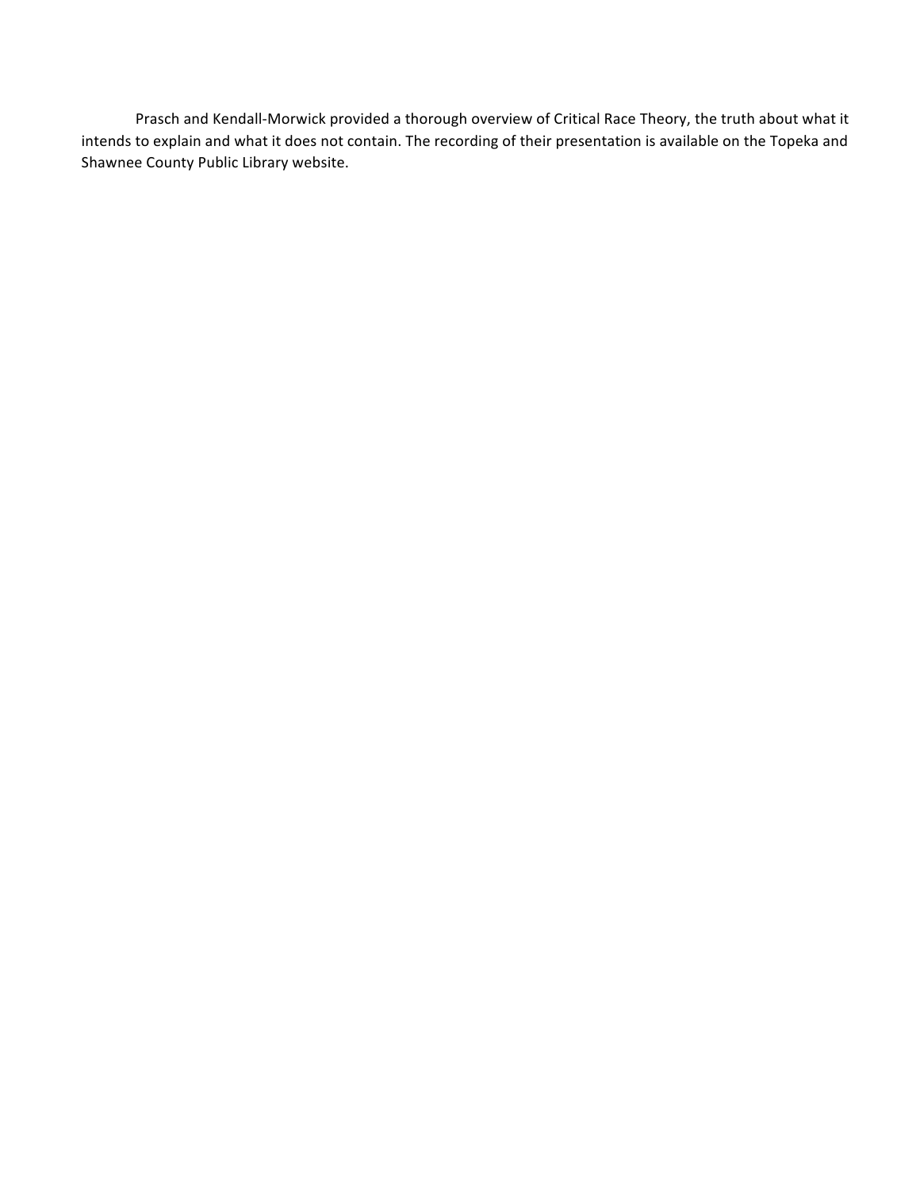Prasch and Kendall-Morwick provided a thorough overview of Critical Race Theory, the truth about what it intends to explain and what it does not contain. The recording of their presentation is available on the Topeka and Shawnee County Public Library website.